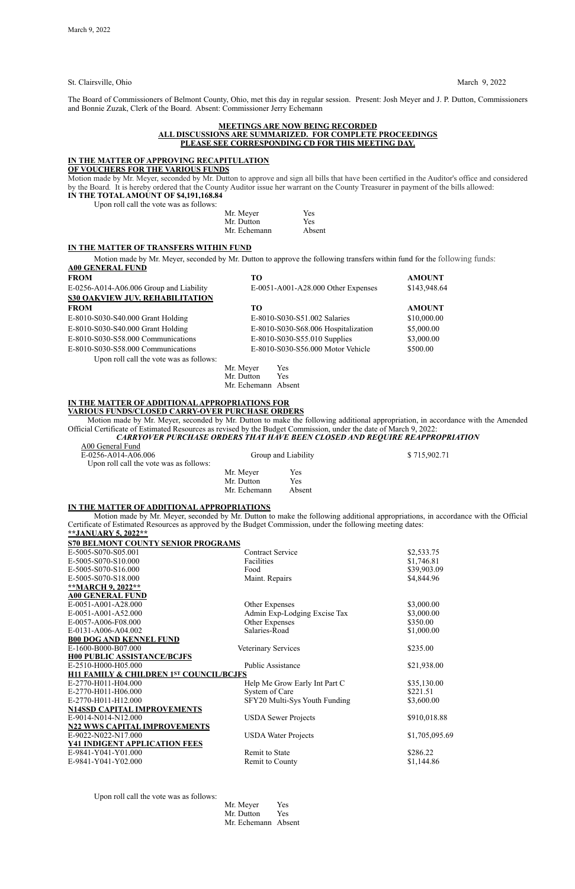St. Clairsville, Ohio March 9, 2022

The Board of Commissioners of Belmont County, Ohio, met this day in regular session. Present: Josh Meyer and J. P. Dutton, Commissioners and Bonnie Zuzak, Clerk of the Board. Absent: Commissioner Jerry Echemann

**MEETINGS ARE NOW BEING RECORDED**
**ALL DISCUSSIONS ARE SUMMARIZED. FOR COMPLETE PROCEEDINGS**
**PLEASE SEE CORRESPONDING CD FOR THIS MEETING DAY.**

**IN THE MATTER OF APPROVING RECAPITULATION OF VOUCHERS FOR THE VARIOUS FUNDS**

Motion made by Mr. Meyer, seconded by Mr. Dutton to approve and sign all bills that have been certified in the Auditor's office and considered by the Board. It is hereby ordered that the County Auditor issue her warrant on the County Treasurer in payment of the bills allowed:

**IN THE TOTAL AMOUNT OF $4,191,168.84**

Upon roll call the vote was as follows:

| | |
|---|---|
| Mr. Meyer | Yes |
| Mr. Dutton | Yes |
| Mr. Echemann | Absent |

**IN THE MATTER OF TRANSFERS WITHIN FUND**

Motion made by Mr. Meyer, seconded by Mr. Dutton to approve the following transfers within fund for the following funds:

**A00 GENERAL FUND**

| FROM | TO | AMOUNT |
|---|---|---|
| E-0256-A014-A06.006 Group and Liability | E-0051-A001-A28.000 Other Expenses | $143,948.64 |

**S30 OAKVIEW JUV. REHABILITATION**

| FROM | TO | AMOUNT |
|---|---|---|
| E-8010-S030-S40.000 Grant Holding | E-8010-S030-S51.002 Salaries | $10,000.00 |
| E-8010-S030-S40.000 Grant Holding | E-8010-S030-S68.006 Hospitalization | $5,000.00 |
| E-8010-S030-S58.000 Communications | E-8010-S030-S55.010 Supplies | $3,000.00 |
| E-8010-S030-S58.000 Communications | E-8010-S030-S56.000 Motor Vehicle | $500.00 |

Upon roll call the vote was as follows:

| | |
|---|---|
| Mr. Meyer | Yes |
| Mr. Dutton | Yes |
| Mr. Echemann | Absent |

**IN THE MATTER OF ADDITIONAL APPROPRIATIONS FOR VARIOUS FUNDS/CLOSED CARRY-OVER PURCHASE ORDERS**

Motion made by Mr. Meyer, seconded by Mr. Dutton to make the following additional appropriation, in accordance with the Amended Official Certificate of Estimated Resources as revised by the Budget Commission, under the date of March 9, 2022:

***CARRYOVER PURCHASE ORDERS THAT HAVE BEEN CLOSED AND REQUIRE REAPPROPRIATION***

A00 General Fund

| | | |
|---|---|---|
| E-0256-A014-A06.006 | Group and Liability | $ 715,902.71 |

Upon roll call the vote was as follows:

| | |
|---|---|
| Mr. Meyer | Yes |
| Mr. Dutton | Yes |
| Mr. Echemann | Absent |

**IN THE MATTER OF ADDITIONAL APPROPRIATIONS**

Motion made by Mr. Meyer, seconded by Mr. Dutton to make the following additional appropriations, in accordance with the Official Certificate of Estimated Resources as approved by the Budget Commission, under the following meeting dates:

**\*\*JANUARY 5, 2022\*\***

| | | |
|---|---|---|
| **S70 BELMONT COUNTY SENIOR PROGRAMS** | | |
| E-5005-S070-S05.001 | Contract Service | $2,533.75 |
| E-5005-S070-S10.000 | Facilities | $1,746.81 |
| E-5005-S070-S16.000 | Food | $39,903.09 |
| E-5005-S070-S18.000 | Maint. Repairs | $4,844.96 |
| **\*\*MARCH 9, 2022\*\*** | | |
| **A00 GENERAL FUND** | | |
| E-0051-A001-A28.000 | Other Expenses | $3,000.00 |
| E-0051-A001-A52.000 | Admin Exp-Lodging Excise Tax | $3,000.00 |
| E-0057-A006-F08.000 | Other Expenses | $350.00 |
| E-0131-A006-A04.002 | Salaries-Road | $1,000.00 |
| **B00 DOG AND KENNEL FUND** | | |
| E-1600-B000-B07.000 | Veterinary Services | $235.00 |
| **H00 PUBLIC ASSISTANCE/BCJFS** | | |
| E-2510-H000-H05.000 | Public Assistance | $21,938.00 |
| **H11 FAMILY & CHILDREN 1ST COUNCIL/BCJFS** | | |
| E-2770-H011-H04.000 | Help Me Grow Early Int Part C | $35,130.00 |
| E-2770-H011-H06.000 | System of Care | $221.51 |
| E-2770-H011-H12.000 | SFY20 Multi-Sys Youth Funding | $3,600.00 |
| **N14SSD CAPITAL IMPROVEMENTS** | | |
| E-9014-N014-N12.000 | USDA Sewer Projects | $910,018.88 |
| **N22 WWS CAPITAL IMPROVEMENTS** | | |
| E-9022-N022-N17.000 | USDA Water Projects | $1,705,095.69 |
| **Y41 INDIGENT APPLICATION FEES** | | |
| E-9841-Y041-Y01.000 | Remit to State | $286.22 |
| E-9841-Y041-Y02.000 | Remit to County | $1,144.86 |

Upon roll call the vote was as follows:

| | |
|---|---|
| Mr. Meyer | Yes |
| Mr. Dutton | Yes |
| Mr. Echemann | Absent |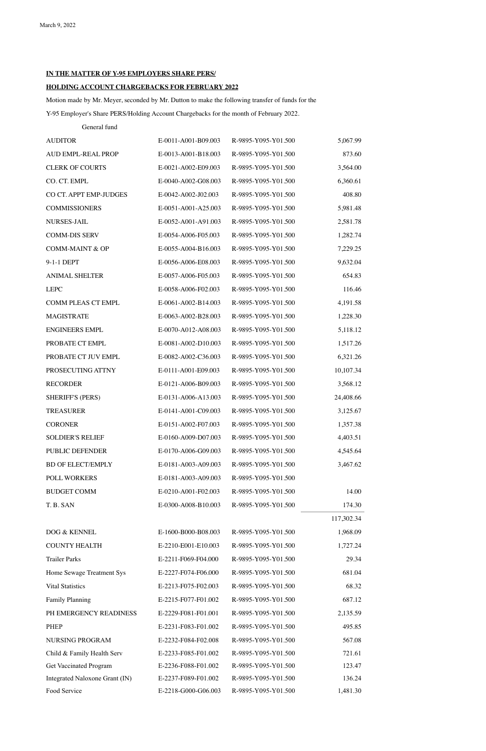March 9, 2022

**IN THE MATTER OF Y-95 EMPLOYERS SHARE PERS/**

**HOLDING ACCOUNT CHARGEBACKS FOR FEBRUARY 2022**

Motion made by Mr. Meyer, seconded by Mr. Dutton to make the following transfer of funds for the Y-95 Employer's Share PERS/Holding Account Chargebacks for the month of February 2022.

| General fund | | | |
|---|---|---|---|
| AUDITOR | E-0011-A001-B09.003 | R-9895-Y095-Y01.500 | 5,067.99 |
| AUD EMPL-REAL PROP | E-0013-A001-B18.003 | R-9895-Y095-Y01.500 | 873.60 |
| CLERK OF COURTS | E-0021-A002-E09.003 | R-9895-Y095-Y01.500 | 3,564.00 |
| CO. CT. EMPL | E-0040-A002-G08.003 | R-9895-Y095-Y01.500 | 6,360.61 |
| CO CT. APPT EMP-JUDGES | E-0042-A002-J02.003 | R-9895-Y095-Y01.500 | 408.80 |
| COMMISSIONERS | E-0051-A001-A25.003 | R-9895-Y095-Y01.500 | 5,981.48 |
| NURSES-JAIL | E-0052-A001-A91.003 | R-9895-Y095-Y01.500 | 2,581.78 |
| COMM-DIS SERV | E-0054-A006-F05.003 | R-9895-Y095-Y01.500 | 1,282.74 |
| COMM-MAINT & OP | E-0055-A004-B16.003 | R-9895-Y095-Y01.500 | 7,229.25 |
| 9-1-1 DEPT | E-0056-A006-E08.003 | R-9895-Y095-Y01.500 | 9,632.04 |
| ANIMAL SHELTER | E-0057-A006-F05.003 | R-9895-Y095-Y01.500 | 654.83 |
| LEPC | E-0058-A006-F02.003 | R-9895-Y095-Y01.500 | 116.46 |
| COMM PLEAS CT EMPL | E-0061-A002-B14.003 | R-9895-Y095-Y01.500 | 4,191.58 |
| MAGISTRATE | E-0063-A002-B28.003 | R-9895-Y095-Y01.500 | 1,228.30 |
| ENGINEERS EMPL | E-0070-A012-A08.003 | R-9895-Y095-Y01.500 | 5,118.12 |
| PROBATE CT EMPL | E-0081-A002-D10.003 | R-9895-Y095-Y01.500 | 1,517.26 |
| PROBATE CT JUV EMPL | E-0082-A002-C36.003 | R-9895-Y095-Y01.500 | 6,321.26 |
| PROSECUTING ATTNY | E-0111-A001-E09.003 | R-9895-Y095-Y01.500 | 10,107.34 |
| RECORDER | E-0121-A006-B09.003 | R-9895-Y095-Y01.500 | 3,568.12 |
| SHERIFF'S (PERS) | E-0131-A006-A13.003 | R-9895-Y095-Y01.500 | 24,408.66 |
| TREASURER | E-0141-A001-C09.003 | R-9895-Y095-Y01.500 | 3,125.67 |
| CORONER | E-0151-A002-F07.003 | R-9895-Y095-Y01.500 | 1,357.38 |
| SOLDIER'S RELIEF | E-0160-A009-D07.003 | R-9895-Y095-Y01.500 | 4,403.51 |
| PUBLIC DEFENDER | E-0170-A006-G09.003 | R-9895-Y095-Y01.500 | 4,545.64 |
| BD OF ELECT/EMPLY | E-0181-A003-A09.003 | R-9895-Y095-Y01.500 | 3,467.62 |
| POLL WORKERS | E-0181-A003-A09.003 | R-9895-Y095-Y01.500 | |
| BUDGET COMM | E-0210-A001-F02.003 | R-9895-Y095-Y01.500 | 14.00 |
| T. B. SAN | E-0300-A008-B10.003 | R-9895-Y095-Y01.500 | 174.30 |
| | | | 117,302.34 |
| DOG & KENNEL | E-1600-B000-B08.003 | R-9895-Y095-Y01.500 | 1,968.09 |
| COUNTY HEALTH | E-2210-E001-E10.003 | R-9895-Y095-Y01.500 | 1,727.24 |
| Trailer Parks | E-2211-F069-F04.000 | R-9895-Y095-Y01.500 | 29.34 |
| Home Sewage Treatment Sys | E-2227-F074-F06.000 | R-9895-Y095-Y01.500 | 681.04 |
| Vital Statistics | E-2213-F075-F02.003 | R-9895-Y095-Y01.500 | 68.32 |
| Family Planning | E-2215-F077-F01.002 | R-9895-Y095-Y01.500 | 687.12 |
| PH EMERGENCY READINESS | E-2229-F081-F01.001 | R-9895-Y095-Y01.500 | 2,135.59 |
| PHEP | E-2231-F083-F01.002 | R-9895-Y095-Y01.500 | 495.85 |
| NURSING PROGRAM | E-2232-F084-F02.008 | R-9895-Y095-Y01.500 | 567.08 |
| Child & Family Health Serv | E-2233-F085-F01.002 | R-9895-Y095-Y01.500 | 721.61 |
| Get Vaccinated Program | E-2236-F088-F01.002 | R-9895-Y095-Y01.500 | 123.47 |
| Integrated Naloxone Grant (IN) | E-2237-F089-F01.002 | R-9895-Y095-Y01.500 | 136.24 |
| Food Service | E-2218-G000-G06.003 | R-9895-Y095-Y01.500 | 1,481.30 |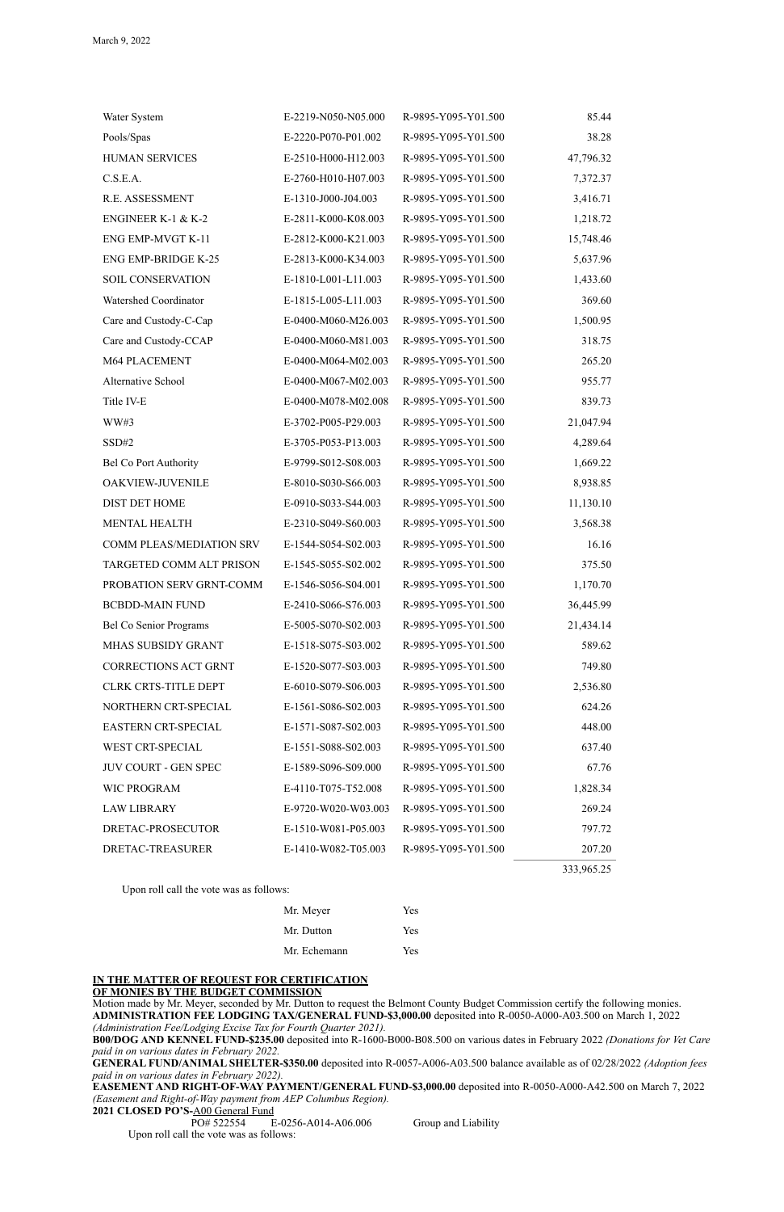| | | | |
|---|---|---|---|
| Water System | E-2219-N050-N05.000 | R-9895-Y095-Y01.500 | 85.44 |
| Pools/Spas | E-2220-P070-P01.002 | R-9895-Y095-Y01.500 | 38.28 |
| HUMAN SERVICES | E-2510-H000-H12.003 | R-9895-Y095-Y01.500 | 47,796.32 |
| C.S.E.A. | E-2760-H010-H07.003 | R-9895-Y095-Y01.500 | 7,372.37 |
| R.E. ASSESSMENT | E-1310-J000-J04.003 | R-9895-Y095-Y01.500 | 3,416.71 |
| ENGINEER K-1 & K-2 | E-2811-K000-K08.003 | R-9895-Y095-Y01.500 | 1,218.72 |
| ENG EMP-MVGT K-11 | E-2812-K000-K21.003 | R-9895-Y095-Y01.500 | 15,748.46 |
| ENG EMP-BRIDGE K-25 | E-2813-K000-K34.003 | R-9895-Y095-Y01.500 | 5,637.96 |
| SOIL CONSERVATION | E-1810-L001-L11.003 | R-9895-Y095-Y01.500 | 1,433.60 |
| Watershed Coordinator | E-1815-L005-L11.003 | R-9895-Y095-Y01.500 | 369.60 |
| Care and Custody-C-Cap | E-0400-M060-M26.003 | R-9895-Y095-Y01.500 | 1,500.95 |
| Care and Custody-CCAP | E-0400-M060-M81.003 | R-9895-Y095-Y01.500 | 318.75 |
| M64 PLACEMENT | E-0400-M064-M02.003 | R-9895-Y095-Y01.500 | 265.20 |
| Alternative School | E-0400-M067-M02.003 | R-9895-Y095-Y01.500 | 955.77 |
| Title IV-E | E-0400-M078-M02.008 | R-9895-Y095-Y01.500 | 839.73 |
| WW#3 | E-3702-P005-P29.003 | R-9895-Y095-Y01.500 | 21,047.94 |
| SSD#2 | E-3705-P053-P13.003 | R-9895-Y095-Y01.500 | 4,289.64 |
| Bel Co Port Authority | E-9799-S012-S08.003 | R-9895-Y095-Y01.500 | 1,669.22 |
| OAKVIEW-JUVENILE | E-8010-S030-S66.003 | R-9895-Y095-Y01.500 | 8,938.85 |
| DIST DET HOME | E-0910-S033-S44.003 | R-9895-Y095-Y01.500 | 11,130.10 |
| MENTAL HEALTH | E-2310-S049-S60.003 | R-9895-Y095-Y01.500 | 3,568.38 |
| COMM PLEAS/MEDIATION SRV | E-1544-S054-S02.003 | R-9895-Y095-Y01.500 | 16.16 |
| TARGETED COMM ALT PRISON | E-1545-S055-S02.002 | R-9895-Y095-Y01.500 | 375.50 |
| PROBATION SERV GRNT-COMM | E-1546-S056-S04.001 | R-9895-Y095-Y01.500 | 1,170.70 |
| BCBDD-MAIN FUND | E-2410-S066-S76.003 | R-9895-Y095-Y01.500 | 36,445.99 |
| Bel Co Senior Programs | E-5005-S070-S02.003 | R-9895-Y095-Y01.500 | 21,434.14 |
| MHAS SUBSIDY GRANT | E-1518-S075-S03.002 | R-9895-Y095-Y01.500 | 589.62 |
| CORRECTIONS ACT GRNT | E-1520-S077-S03.003 | R-9895-Y095-Y01.500 | 749.80 |
| CLRK CRTS-TITLE DEPT | E-6010-S079-S06.003 | R-9895-Y095-Y01.500 | 2,536.80 |
| NORTHERN CRT-SPECIAL | E-1561-S086-S02.003 | R-9895-Y095-Y01.500 | 624.26 |
| EASTERN CRT-SPECIAL | E-1571-S087-S02.003 | R-9895-Y095-Y01.500 | 448.00 |
| WEST CRT-SPECIAL | E-1551-S088-S02.003 | R-9895-Y095-Y01.500 | 637.40 |
| JUV COURT - GEN SPEC | E-1589-S096-S09.000 | R-9895-Y095-Y01.500 | 67.76 |
| WIC PROGRAM | E-4110-T075-T52.008 | R-9895-Y095-Y01.500 | 1,828.34 |
| LAW LIBRARY | E-9720-W020-W03.003 | R-9895-Y095-Y01.500 | 269.24 |
| DRETAC-PROSECUTOR | E-1510-W081-P05.003 | R-9895-Y095-Y01.500 | 797.72 |
| DRETAC-TREASURER | E-1410-W082-T05.003 | R-9895-Y095-Y01.500 | 207.20 |
| | | | 333,965.25 |

Upon roll call the vote was as follows:

| | |
|---|---|
| Mr. Meyer | Yes |
| Mr. Dutton | Yes |
| Mr. Echemann | Yes |

**IN THE MATTER OF REQUEST FOR CERTIFICATION OF MONIES BY THE BUDGET COMMISSION**

Motion made by Mr. Meyer, seconded by Mr. Dutton to request the Belmont County Budget Commission certify the following monies.

**ADMINISTRATION FEE LODGING TAX/GENERAL FUND-$3,000.00** deposited into R-0050-A000-A03.500 on March 1, 2022 *(Administration Fee/Lodging Excise Tax for Fourth Quarter 2021).*

**B00/DOG AND KENNEL FUND-$235.00** deposited into R-1600-B000-B08.500 on various dates in February 2022 *(Donations for Vet Care paid in on various dates in February 2022.*

**GENERAL FUND/ANIMAL SHELTER-$350.00** deposited into R-0057-A006-A03.500 balance available as of 02/28/2022 *(Adoption fees paid in on various dates in February 2022).*

**EASEMENT AND RIGHT-OF-WAY PAYMENT/GENERAL FUND-$3,000.00** deposited into R-0050-A000-A42.500 on March 7, 2022 *(Easement and Right-of-Way payment from AEP Columbus Region).*

**2021 CLOSED PO'S-**A00 General Fund

PO# 522554 E-0256-A014-A06.006 Group and Liability

Upon roll call the vote was as follows: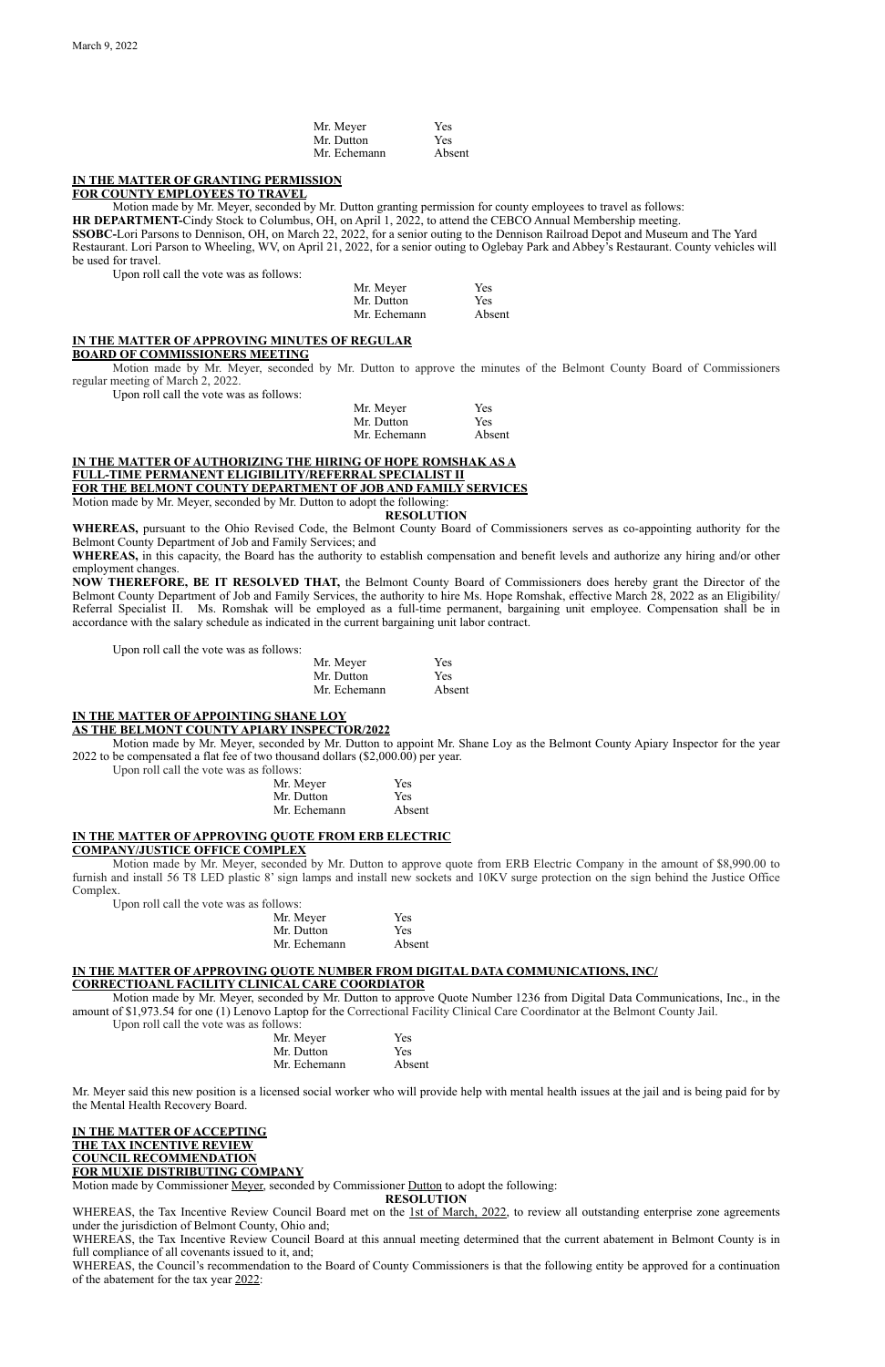| | |
|---|---|
| Mr. Meyer | Yes |
| Mr. Dutton | Yes |
| Mr. Echemann | Absent |

**IN THE MATTER OF GRANTING PERMISSION FOR COUNTY EMPLOYEES TO TRAVEL**

Motion made by Mr. Meyer, seconded by Mr. Dutton granting permission for county employees to travel as follows:

**HR DEPARTMENT-**Cindy Stock to Columbus, OH, on April 1, 2022, to attend the CEBCO Annual Membership meeting.

**SSOBC-**Lori Parsons to Dennison, OH, on March 22, 2022, for a senior outing to the Dennison Railroad Depot and Museum and The Yard Restaurant. Lori Parson to Wheeling, WV, on April 21, 2022, for a senior outing to Oglebay Park and Abbey's Restaurant. County vehicles will be used for travel.

Upon roll call the vote was as follows:

| | |
|---|---|
| Mr. Meyer | Yes |
| Mr. Dutton | Yes |
| Mr. Echemann | Absent |

**IN THE MATTER OF APPROVING MINUTES OF REGULAR BOARD OF COMMISSIONERS MEETING**

Motion made by Mr. Meyer, seconded by Mr. Dutton to approve the minutes of the Belmont County Board of Commissioners regular meeting of March 2, 2022.

Upon roll call the vote was as follows:

| | |
|---|---|
| Mr. Meyer | Yes |
| Mr. Dutton | Yes |
| Mr. Echemann | Absent |

**IN THE MATTER OF AUTHORIZING THE HIRING OF HOPE ROMSHAK AS A FULL-TIME PERMANENT ELIGIBILITY/REFERRAL SPECIALIST II FOR THE BELMONT COUNTY DEPARTMENT OF JOB AND FAMILY SERVICES**

Motion made by Mr. Meyer, seconded by Mr. Dutton to adopt the following:

**RESOLUTION**

**WHEREAS,** pursuant to the Ohio Revised Code, the Belmont County Board of Commissioners serves as co-appointing authority for the Belmont County Department of Job and Family Services; and

**WHEREAS,** in this capacity, the Board has the authority to establish compensation and benefit levels and authorize any hiring and/or other employment changes.

**NOW THEREFORE, BE IT RESOLVED THAT,** the Belmont County Board of Commissioners does hereby grant the Director of the Belmont County Department of Job and Family Services, the authority to hire Ms. Hope Romshak, effective March 28, 2022 as an Eligibility/ Referral Specialist II. Ms. Romshak will be employed as a full-time permanent, bargaining unit employee. Compensation shall be in accordance with the salary schedule as indicated in the current bargaining unit labor contract.

Upon roll call the vote was as follows:

| | |
|---|---|
| Mr. Meyer | Yes |
| Mr. Dutton | Yes |
| Mr. Echemann | Absent |

**IN THE MATTER OF APPOINTING SHANE LOY AS THE BELMONT COUNTY APIARY INSPECTOR/2022**

Motion made by Mr. Meyer, seconded by Mr. Dutton to appoint Mr. Shane Loy as the Belmont County Apiary Inspector for the year 2022 to be compensated a flat fee of two thousand dollars ($2,000.00) per year.

Upon roll call the vote was as follows:

| | |
|---|---|
| Mr. Meyer | Yes |
| Mr. Dutton | Yes |
| Mr. Echemann | Absent |

**IN THE MATTER OF APPROVING QUOTE FROM ERB ELECTRIC COMPANY/JUSTICE OFFICE COMPLEX**

Motion made by Mr. Meyer, seconded by Mr. Dutton to approve quote from ERB Electric Company in the amount of $8,990.00 to furnish and install 56 T8 LED plastic 8' sign lamps and install new sockets and 10KV surge protection on the sign behind the Justice Office Complex.

Upon roll call the vote was as follows:

| | |
|---|---|
| Mr. Meyer | Yes |
| Mr. Dutton | Yes |
| Mr. Echemann | Absent |

**IN THE MATTER OF APPROVING QUOTE NUMBER FROM DIGITAL DATA COMMUNICATIONS, INC/ CORRECTIOANL FACILITY CLINICAL CARE COORDIATOR**

Motion made by Mr. Meyer, seconded by Mr. Dutton to approve Quote Number 1236 from Digital Data Communications, Inc., in the amount of $1,973.54 for one (1) Lenovo Laptop for the Correctional Facility Clinical Care Coordinator at the Belmont County Jail.

Upon roll call the vote was as follows:

| | |
|---|---|
| Mr. Meyer | Yes |
| Mr. Dutton | Yes |
| Mr. Echemann | Absent |

Mr. Meyer said this new position is a licensed social worker who will provide help with mental health issues at the jail and is being paid for by the Mental Health Recovery Board.

**IN THE MATTER OF ACCEPTING THE TAX INCENTIVE REVIEW COUNCIL RECOMMENDATION FOR MUXIE DISTRIBUTING COMPANY**

Motion made by Commissioner Meyer, seconded by Commissioner Dutton to adopt the following:

**RESOLUTION**

WHEREAS, the Tax Incentive Review Council Board met on the 1st of March, 2022, to review all outstanding enterprise zone agreements under the jurisdiction of Belmont County, Ohio and;

WHEREAS, the Tax Incentive Review Council Board at this annual meeting determined that the current abatement in Belmont County is in full compliance of all covenants issued to it, and;

WHEREAS, the Council's recommendation to the Board of County Commissioners is that the following entity be approved for a continuation of the abatement for the tax year 2022: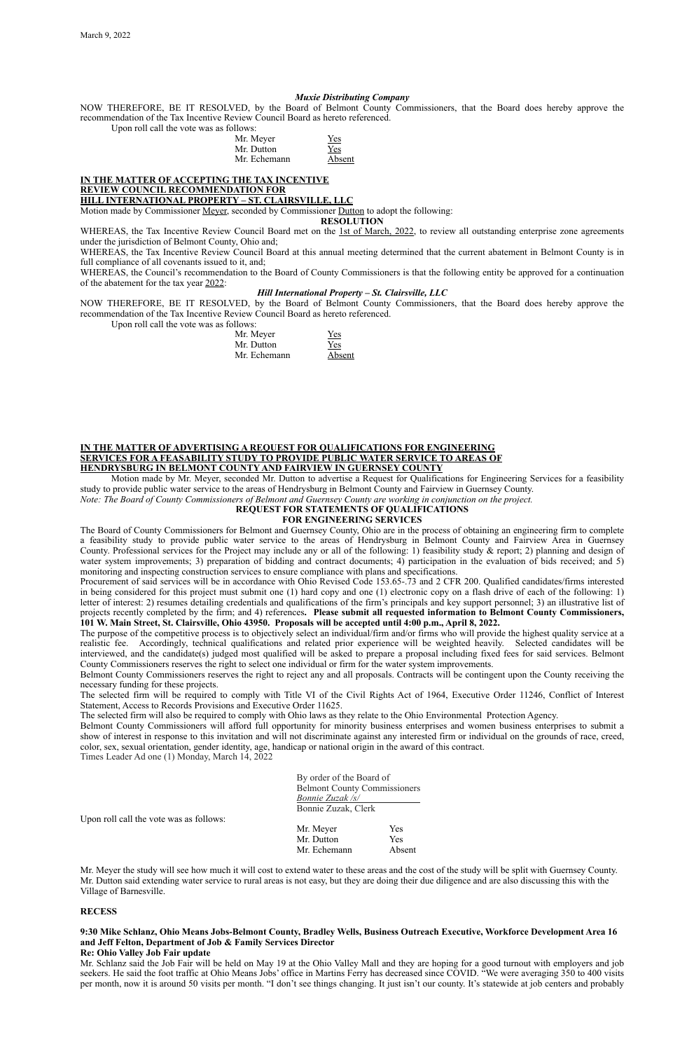***Muxie Distributing Company***

NOW THEREFORE, BE IT RESOLVED, by the Board of Belmont County Commissioners, that the Board does hereby approve the recommendation of the Tax Incentive Review Council Board as hereto referenced.

Upon roll call the vote was as follows:

| | |
|---|---|
| Mr. Meyer | Yes |
| Mr. Dutton | Yes |
| Mr. Echemann | Absent |

**IN THE MATTER OF ACCEPTING THE TAX INCENTIVE REVIEW COUNCIL RECOMMENDATION FOR HILL INTERNATIONAL PROPERTY – ST. CLAIRSVILLE, LLC**

Motion made by Commissioner Meyer, seconded by Commissioner Dutton to adopt the following:

**RESOLUTION**

WHEREAS, the Tax Incentive Review Council Board met on the 1st of March, 2022, to review all outstanding enterprise zone agreements under the jurisdiction of Belmont County, Ohio and;

WHEREAS, the Tax Incentive Review Council Board at this annual meeting determined that the current abatement in Belmont County is in full compliance of all covenants issued to it, and;

WHEREAS, the Council's recommendation to the Board of County Commissioners is that the following entity be approved for a continuation of the abatement for the tax year 2022:

***Hill International Property – St. Clairsville, LLC***

NOW THEREFORE, BE IT RESOLVED, by the Board of Belmont County Commissioners, that the Board does hereby approve the recommendation of the Tax Incentive Review Council Board as hereto referenced.

Upon roll call the vote was as follows:

| | |
|---|---|
| Mr. Meyer | Yes |
| Mr. Dutton | Yes |
| Mr. Echemann | Absent |

**IN THE MATTER OF ADVERTISING A REQUEST FOR QUALIFICATIONS FOR ENGINEERING SERVICES FOR A FEASABILITY STUDY TO PROVIDE PUBLIC WATER SERVICE TO AREAS OF HENDRYSBURG IN BELMONT COUNTY AND FAIRVIEW IN GUERNSEY COUNTY**

Motion made by Mr. Meyer, seconded Mr. Dutton to advertise a Request for Qualifications for Engineering Services for a feasibility study to provide public water service to the areas of Hendrysburg in Belmont County and Fairview in Guernsey County.

*Note: The Board of County Commissioners of Belmont and Guernsey County are working in conjunction on the project.*

**REQUEST FOR STATEMENTS OF QUALIFICATIONS FOR ENGINEERING SERVICES**

The Board of County Commissioners for Belmont and Guernsey County, Ohio are in the process of obtaining an engineering firm to complete a feasibility study to provide public water service to the areas of Hendrysburg in Belmont County and Fairview Area in Guernsey County. Professional services for the Project may include any or all of the following: 1) feasibility study & report; 2) planning and design of water system improvements; 3) preparation of bidding and contract documents; 4) participation in the evaluation of bids received; and 5) monitoring and inspecting construction services to ensure compliance with plans and specifications.

Procurement of said services will be in accordance with Ohio Revised Code 153.65-.73 and 2 CFR 200. Qualified candidates/firms interested in being considered for this project must submit one (1) hard copy and one (1) electronic copy on a flash drive of each of the following: 1) letter of interest: 2) resumes detailing credentials and qualifications of the firm's principals and key support personnel; 3) an illustrative list of projects recently completed by the firm; and 4) references**. Please submit all requested information to Belmont County Commissioners, 101 W. Main Street, St. Clairsville, Ohio 43950. Proposals will be accepted until 4:00 p.m., April 8, 2022.**

The purpose of the competitive process is to objectively select an individual/firm and/or firms who will provide the highest quality service at a realistic fee. Accordingly, technical qualifications and related prior experience will be weighted heavily. Selected candidates will be interviewed, and the candidate(s) judged most qualified will be asked to prepare a proposal including fixed fees for said services. Belmont County Commissioners reserves the right to select one individual or firm for the water system improvements.

Belmont County Commissioners reserves the right to reject any and all proposals. Contracts will be contingent upon the County receiving the necessary funding for these projects.

The selected firm will be required to comply with Title VI of the Civil Rights Act of 1964, Executive Order 11246, Conflict of Interest Statement, Access to Records Provisions and Executive Order 11625.

The selected firm will also be required to comply with Ohio laws as they relate to the Ohio Environmental Protection Agency.

Belmont County Commissioners will afford full opportunity for minority business enterprises and women business enterprises to submit a show of interest in response to this invitation and will not discriminate against any interested firm or individual on the grounds of race, creed, color, sex, sexual orientation, gender identity, age, handicap or national origin in the award of this contract.

Times Leader Ad one (1) Monday, March 14, 2022

By order of the Board of
Belmont County Commissioners
*Bonnie Zuzak /s/*
Bonnie Zuzak, Clerk

Upon roll call the vote was as follows:

| | |
|---|---|
| Mr. Meyer | Yes |
| Mr. Dutton | Yes |
| Mr. Echemann | Absent |

Mr. Meyer the study will see how much it will cost to extend water to these areas and the cost of the study will be split with Guernsey County. Mr. Dutton said extending water service to rural areas is not easy, but they are doing their due diligence and are also discussing this with the Village of Barnesville.

**RECESS**

**9:30 Mike Schlanz, Ohio Means Jobs-Belmont County, Bradley Wells, Business Outreach Executive, Workforce Development Area 16 and Jeff Felton, Department of Job & Family Services Director**

**Re: Ohio Valley Job Fair update**

Mr. Schlanz said the Job Fair will be held on May 19 at the Ohio Valley Mall and they are hoping for a good turnout with employers and job seekers. He said the foot traffic at Ohio Means Jobs' office in Martins Ferry has decreased since COVID. "We were averaging 350 to 400 visits per month, now it is around 50 visits per month. "I don't see things changing. It just isn't our county. It's statewide at job centers and probably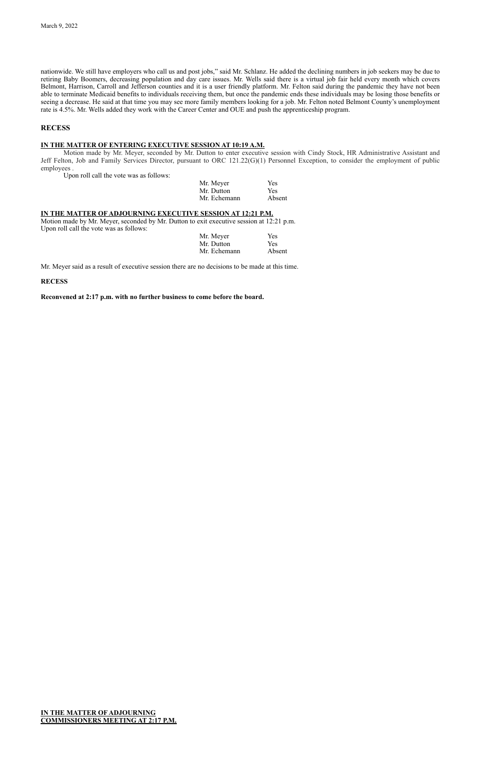nationwide. We still have employers who call us and post jobs," said Mr. Schlanz. He added the declining numbers in job seekers may be due to retiring Baby Boomers, decreasing population and day care issues. Mr. Wells said there is a virtual job fair held every month which covers Belmont, Harrison, Carroll and Jefferson counties and it is a user friendly platform. Mr. Felton said during the pandemic they have not been able to terminate Medicaid benefits to individuals receiving them, but once the pandemic ends these individuals may be losing those benefits or seeing a decrease. He said at that time you may see more family members looking for a job. Mr. Felton noted Belmont County's unemployment rate is 4.5%. Mr. Wells added they work with the Career Center and OUE and push the apprenticeship program.

**RECESS**

**IN THE MATTER OF ENTERING EXECUTIVE SESSION AT 10:19 A.M.**

Motion made by Mr. Meyer, seconded by Mr. Dutton to enter executive session with Cindy Stock, HR Administrative Assistant and Jeff Felton, Job and Family Services Director, pursuant to ORC 121.22(G)(1) Personnel Exception, to consider the employment of public employees .

Upon roll call the vote was as follows:

| | |
|---|---|
| Mr. Meyer | Yes |
| Mr. Dutton | Yes |
| Mr. Echemann | Absent |

**IN THE MATTER OF ADJOURNING EXECUTIVE SESSION AT 12:21 P.M.**

Motion made by Mr. Meyer, seconded by Mr. Dutton to exit executive session at 12:21 p.m.
Upon roll call the vote was as follows:

| | |
|---|---|
| Mr. Meyer | Yes |
| Mr. Dutton | Yes |
| Mr. Echemann | Absent |

Mr. Meyer said as a result of executive session there are no decisions to be made at this time.

**RECESS**

**Reconvened at 2:17 p.m. with no further business to come before the board.**

**IN THE MATTER OF ADJOURNING COMMISSIONERS MEETING AT 2:17 P.M.**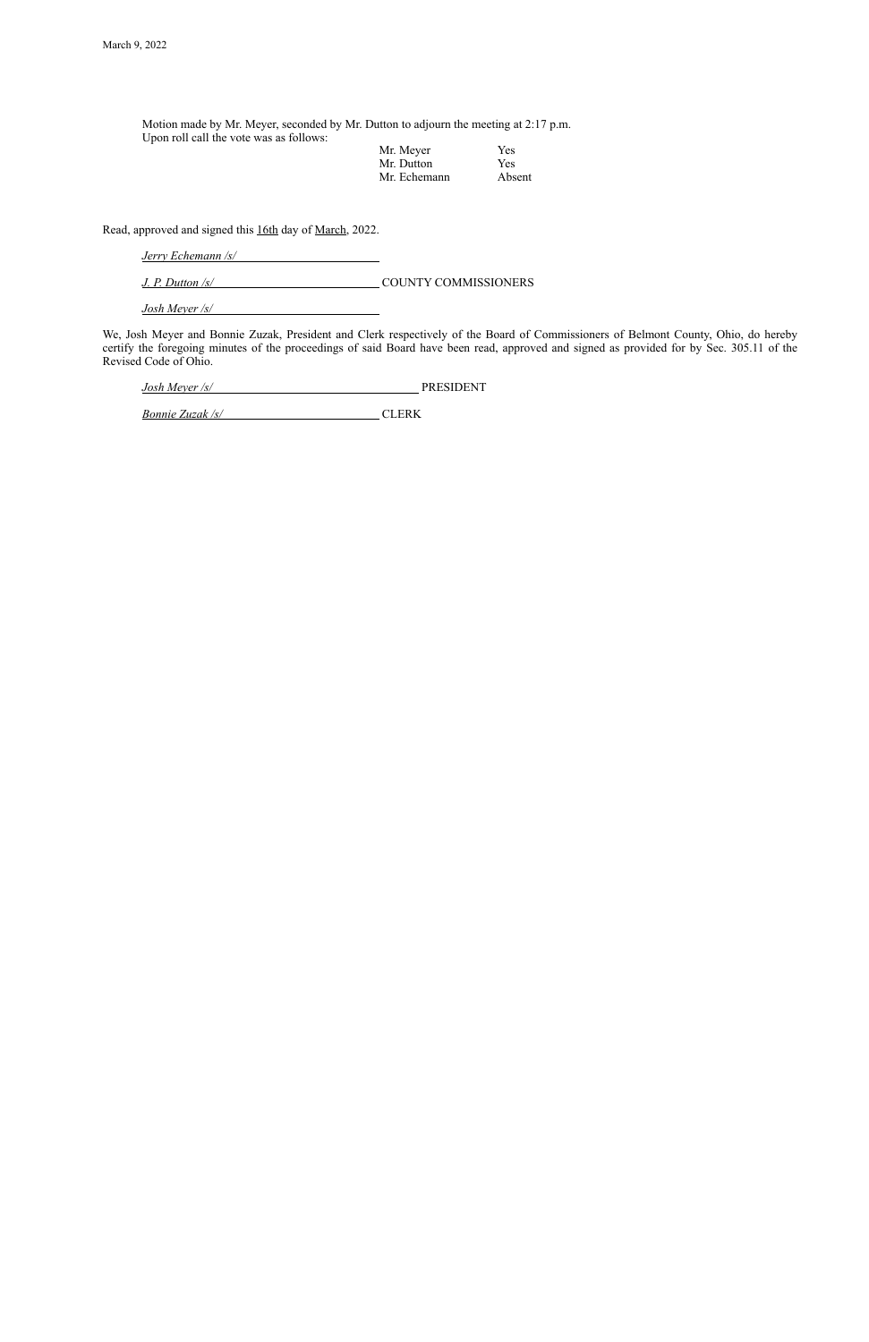Motion made by Mr. Meyer, seconded by Mr. Dutton to adjourn the meeting at 2:17 p.m.
Upon roll call the vote was as follows:

| | |
|---|---|
| Mr. Meyer | Yes |
| Mr. Dutton | Yes |
| Mr. Echemann | Absent |

Read, approved and signed this 16th day of March, 2022.

*Jerry Echemann /s/*

*J. P. Dutton /s/* COUNTY COMMISSIONERS

*Josh Meyer /s/*

We, Josh Meyer and Bonnie Zuzak, President and Clerk respectively of the Board of Commissioners of Belmont County, Ohio, do hereby certify the foregoing minutes of the proceedings of said Board have been read, approved and signed as provided for by Sec. 305.11 of the Revised Code of Ohio.

*Josh Meyer /s/* PRESIDENT

*Bonnie Zuzak /s/* CLERK